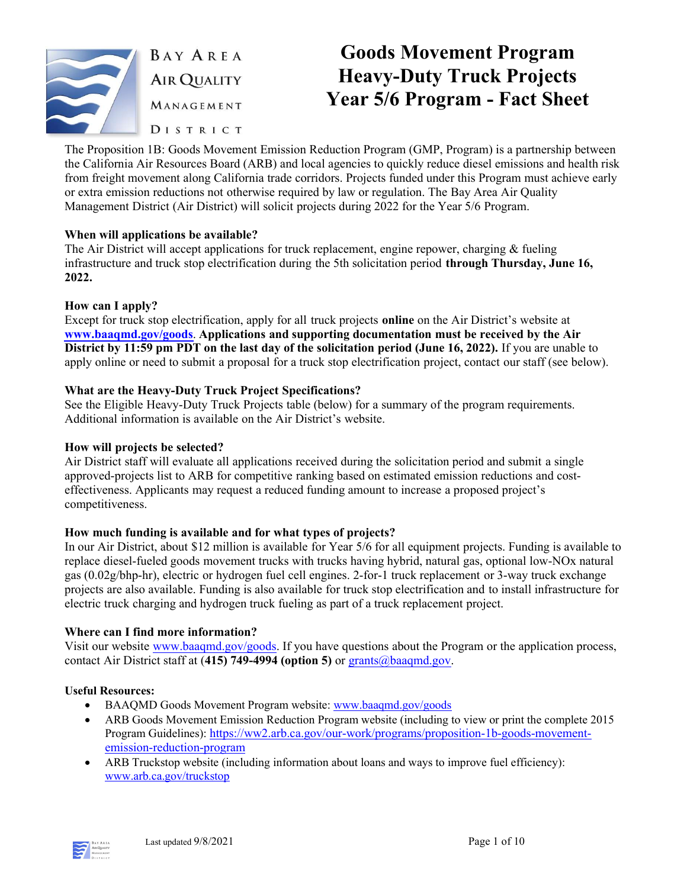BAY AREA AIR QUALITY MANAGEMENT DISTRICT

# Goods Movement Program Heavy-Duty Truck Projects Year 5/6 Program - Fact Sheet

The Proposition 1B: Goods Movement Emission Reduction Program (GMP, Program) is a partnership between the California Air Resources Board (ARB) and local agencies to quickly reduce diesel emissions and health risk from freight movement along California trade corridors. Projects funded under this Program must achieve early or extra emission reductions not otherwise required by law or regulation. The Bay Area Air Quality Management District (Air District) will solicit projects during 2022 for the Year 5/6 Program.

**When will applications be available?**

The Air District will accept applications for truck replacement, engine repower, charging & fueling infrastructure and truck stop electrification during the 5th solicitation period **through Thursday, June 16, 2022.**

**How can I apply?**

Except for truck stop electrification, apply for all truck projects **online** on the Air District's website at **www.baaqmd.gov/goods**. **Applications and supporting documentation must be received by the Air District by 11:59 pm PDT on the last day of the solicitation period (June 16, 2022).** If you are unable to apply online or need to submit a proposal for a truck stop electrification project, contact our staff (see below).

**What are the Heavy-Duty Truck Project Specifications?**

See the Eligible Heavy-Duty Truck Projects table (below) for a summary of the program requirements. Additional information is available on the Air District's website.

**How will projects be selected?**

Air District staff will evaluate all applications received during the solicitation period and submit a single approved-projects list to ARB for competitive ranking based on estimated emission reductions and cost-effectiveness. Applicants may request a reduced funding amount to increase a proposed project's competitiveness.

**How much funding is available and for what types of projects?**

In our Air District, about $12 million is available for Year 5/6 for all equipment projects. Funding is available to replace diesel-fueled goods movement trucks with trucks having hybrid, natural gas, optional low-NOx natural gas (0.02g/bhp-hr), electric or hydrogen fuel cell engines. 2-for-1 truck replacement or 3-way truck exchange projects are also available. Funding is also available for truck stop electrification and to install infrastructure for electric truck charging and hydrogen truck fueling as part of a truck replacement project.

**Where can I find more information?**

Visit our website www.baaqmd.gov/goods. If you have questions about the Program or the application process, contact Air District staff at **(415) 749-4994 (option 5)** or grants@baaqmd.gov.

**Useful Resources:**

- BAAQMD Goods Movement Program website: www.baaqmd.gov/goods
- ARB Goods Movement Emission Reduction Program website (including to view or print the complete 2015 Program Guidelines): https://ww2.arb.ca.gov/our-work/programs/proposition-1b-goods-movement-emission-reduction-program
- ARB Truckstop website (including information about loans and ways to improve fuel efficiency): www.arb.ca.gov/truckstop

Last updated 9/8/2021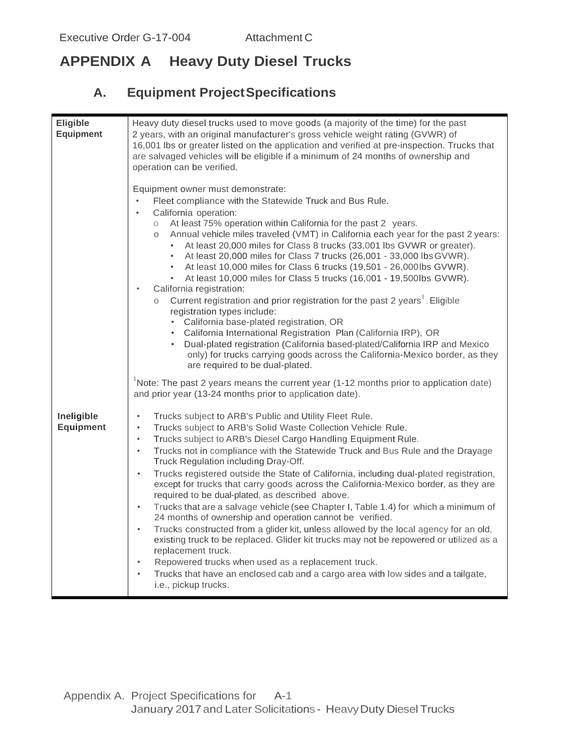## APPENDIX A Heavy Duty Diesel Trucks

### A. Equipment Project Specifications

| | |
|---|---|
| **Eligible Equipment** | Heavy duty diesel trucks used to move goods (a majority of the time) for the past 2 years, with an original manufacturer's gross vehicle weight rating (GVWR) of 16,001 lbs or greater listed on the application and verified at pre-inspection. Trucks that are salvaged vehicles will be eligible if a minimum of 24 months of ownership and operation can be verified.<br><br>Equipment owner must demonstrate:<br>• Fleet compliance with the Statewide Truck and Bus Rule.<br>• California operation:<br>  o At least 75% operation within California for the past 2 years.<br>  o Annual vehicle miles traveled (VMT) in California each year for the past 2 years:<br>    • At least 20,000 miles for Class 8 trucks (33,001 lbs GVWR or greater).<br>    • At least 20,000 miles for Class 7 trucks (26,001 - 33,000 lbs GVWR).<br>    • At least 10,000 miles for Class 6 trucks (19,501 - 26,000lbs GVWR).<br>    • At least 10,000 miles for Class 5 trucks (16,001 - 19,500lbs GVWR).<br>• California registration:<br>  o Current registration and prior registration for the past 2 years[1]. Eligible registration types include:<br>    • California base-plated registration, OR<br>    • California International Registration Plan (California IRP), OR<br>    • Dual-plated registration (California based-plated/California IRP and Mexico only) for trucks carrying goods across the California-Mexico border, as they are required to be dual-plated.<br><br>[1]Note: The past 2 years means the current year (1-12 months prior to application date) and prior year (13-24 months prior to application date). |
| **Ineligible Equipment** | • Trucks subject to ARB's Public and Utility Fleet Rule.<br>• Trucks subject to ARB's Solid Waste Collection Vehicle Rule.<br>• Trucks subject to ARB's Diesel Cargo Handling Equipment Rule.<br>• Trucks not in compliance with the Statewide Truck and Bus Rule and the Drayage Truck Regulation including Dray-Off.<br>• Trucks registered outside the State of California, including dual-plated registration, except for trucks that carry goods across the California-Mexico border, as they are required to be dual-plated, as described above.<br>• Trucks that are a salvage vehicle (see Chapter I, Table 1.4) for which a minimum of 24 months of ownership and operation cannot be verified.<br>• Trucks constructed from a glider kit, unless allowed by the local agency for an old, existing truck to be replaced. Glider kit trucks may not be repowered or utilized as a replacement truck.<br>• Repowered trucks when used as a replacement truck.<br>• Trucks that have an enclosed cab and a cargo area with low sides and a tailgate, i.e., pickup trucks. |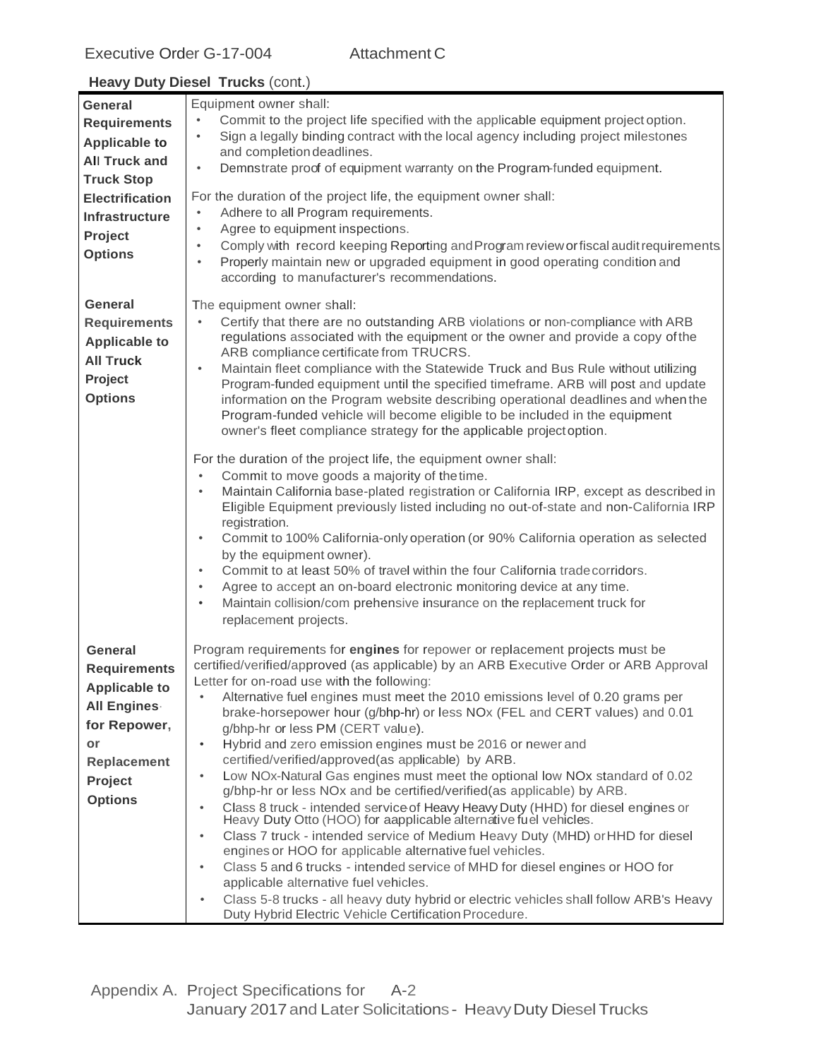Executive Order G-17-004 Attachment C

**Heavy Duty Diesel Trucks** (cont.)

| | |
|---|---|
| **General Requirements Applicable to All Truck and Truck Stop Electrification Infrastructure Project Options** | Equipment owner shall:<br>• Commit to the project life specified with the applicable equipment project option.<br>• Sign a legally binding contract with the local agency including project milestones and completion deadlines.<br>• Demnstrate proof of equipment warranty on the Program-funded equipment.<br><br>For the duration of the project life, the equipment owner shall:<br>• Adhere to all Program requirements.<br>• Agree to equipment inspections.<br>• Comply with record keeping Reporting and Program review or fiscal audit requirements.<br>• Properly maintain new or upgraded equipment in good operating condition and according to manufacturer's recommendations. |
| **General Requirements Applicable to All Truck Project Options** | The equipment owner shall:<br>• Certify that there are no outstanding ARB violations or non-compliance with ARB regulations associated with the equipment or the owner and provide a copy of the ARB compliance certificate from TRUCRS.<br>• Maintain fleet compliance with the Statewide Truck and Bus Rule without utilizing Program-funded equipment until the specified timeframe. ARB will post and update information on the Program website describing operational deadlines and when the Program-funded vehicle will become eligible to be included in the equipment owner's fleet compliance strategy for the applicable project option.<br><br>For the duration of the project life, the equipment owner shall:<br>• Commit to move goods a majority of the time.<br>• Maintain California base-plated registration or California IRP, except as described in Eligible Equipment previously listed including no out-of-state and non-California IRP registration.<br>• Commit to 100% California-only operation (or 90% California operation as selected by the equipment owner).<br>• Commit to at least 50% of travel within the four California trade corridors.<br>• Agree to accept an on-board electronic monitoring device at any time.<br>• Maintain collision/com prehensive insurance on the replacement truck for replacement projects. |
| **General Requirements Applicable to All Engines- for Repower, or Replacement Project Options** | Program requirements for **engines** for repower or replacement projects must be certified/verified/approved (as applicable) by an ARB Executive Order or ARB Approval Letter for on-road use with the following:<br>• Alternative fuel engines must meet the 2010 emissions level of 0.20 grams per brake-horsepower hour (g/bhp-hr) or less NOx (FEL and CERT values) and 0.01 g/bhp-hr or less PM (CERT value).<br>• Hybrid and zero emission engines must be 2016 or newer and certified/verified/approved(as applicable) by ARB.<br>• Low NOx-Natural Gas engines must meet the optional low NOx standard of 0.02 g/bhp-hr or less NOx and be certified/verified(as applicable) by ARB.<br>• Class 8 truck - intended service of Heavy Heavy Duty (HHD) for diesel engines or Heavy Duty Otto (HOO) for aapplicable alternative fuel vehicles.<br>• Class 7 truck - intended service of Medium Heavy Duty (MHD) or HHD for diesel engines or HOO for applicable alternative fuel vehicles.<br>• Class 5 and 6 trucks - intended service of MHD for diesel engines or HOO for applicable alternative fuel vehicles.<br>• Class 5-8 trucks - all heavy duty hybrid or electric vehicles shall follow ARB's Heavy Duty Hybrid Electric Vehicle Certification Procedure. |

Appendix A. Project Specifications for January 2017 and Later Solicitations - Heavy Duty Diesel Trucks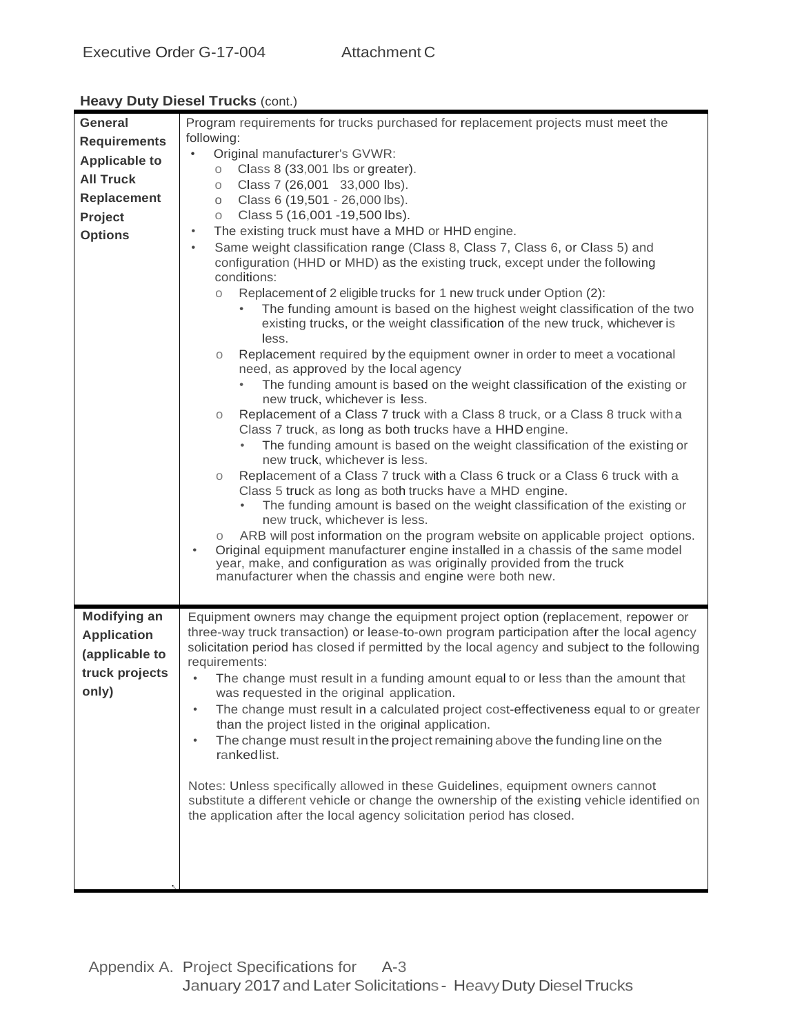**Heavy Duty Diesel Trucks** (cont.)

| | |
|---|---|
| **General Requirements Applicable to All Truck Replacement Project Options** | Program requirements for trucks purchased for replacement projects must meet the following:<br>• Original manufacturer's GVWR:<br>&nbsp;&nbsp;&nbsp;&nbsp;o Class 8 (33,001 lbs or greater).<br>&nbsp;&nbsp;&nbsp;&nbsp;o Class 7 (26,001 33,000 lbs).<br>&nbsp;&nbsp;&nbsp;&nbsp;o Class 6 (19,501 - 26,000 lbs).<br>&nbsp;&nbsp;&nbsp;&nbsp;o Class 5 (16,001 -19,500 lbs).<br>• The existing truck must have a MHD or HHD engine.<br>• Same weight classification range (Class 8, Class 7, Class 6, or Class 5) and configuration (HHD or MHD) as the existing truck, except under the following conditions:<br>&nbsp;&nbsp;&nbsp;&nbsp;o Replacement of 2 eligible trucks for 1 new truck under Option (2):<br>&nbsp;&nbsp;&nbsp;&nbsp;&nbsp;&nbsp;&nbsp;&nbsp;• The funding amount is based on the highest weight classification of the two existing trucks, or the weight classification of the new truck, whichever is less.<br>&nbsp;&nbsp;&nbsp;&nbsp;o Replacement required by the equipment owner in order to meet a vocational need, as approved by the local agency<br>&nbsp;&nbsp;&nbsp;&nbsp;&nbsp;&nbsp;&nbsp;&nbsp;• The funding amount is based on the weight classification of the existing or new truck, whichever is less.<br>&nbsp;&nbsp;&nbsp;&nbsp;o Replacement of a Class 7 truck with a Class 8 truck, or a Class 8 truck with a Class 7 truck, as long as both trucks have a HHD engine.<br>&nbsp;&nbsp;&nbsp;&nbsp;&nbsp;&nbsp;&nbsp;&nbsp;• The funding amount is based on the weight classification of the existing or new truck, whichever is less.<br>&nbsp;&nbsp;&nbsp;&nbsp;o Replacement of a Class 7 truck with a Class 6 truck or a Class 6 truck with a Class 5 truck as long as both trucks have a MHD engine.<br>&nbsp;&nbsp;&nbsp;&nbsp;&nbsp;&nbsp;&nbsp;&nbsp;• The funding amount is based on the weight classification of the existing or new truck, whichever is less.<br>&nbsp;&nbsp;&nbsp;&nbsp;o ARB will post information on the program website on applicable project options.<br>• Original equipment manufacturer engine installed in a chassis of the same model year, make, and configuration as was originally provided from the truck manufacturer when the chassis and engine were both new. |
| **Modifying an Application (applicable to truck projects only)** | Equipment owners may change the equipment project option (replacement, repower or three-way truck transaction) or lease-to-own program participation after the local agency solicitation period has closed if permitted by the local agency and subject to the following requirements:<br>• The change must result in a funding amount equal to or less than the amount that was requested in the original application.<br>• The change must result in a calculated project cost-effectiveness equal to or greater than the project listed in the original application.<br>• The change must result in the project remaining above the funding line on the ranked list.<br><br>Notes: Unless specifically allowed in these Guidelines, equipment owners cannot substitute a different vehicle or change the ownership of the existing vehicle identified on the application after the local agency solicitation period has closed. |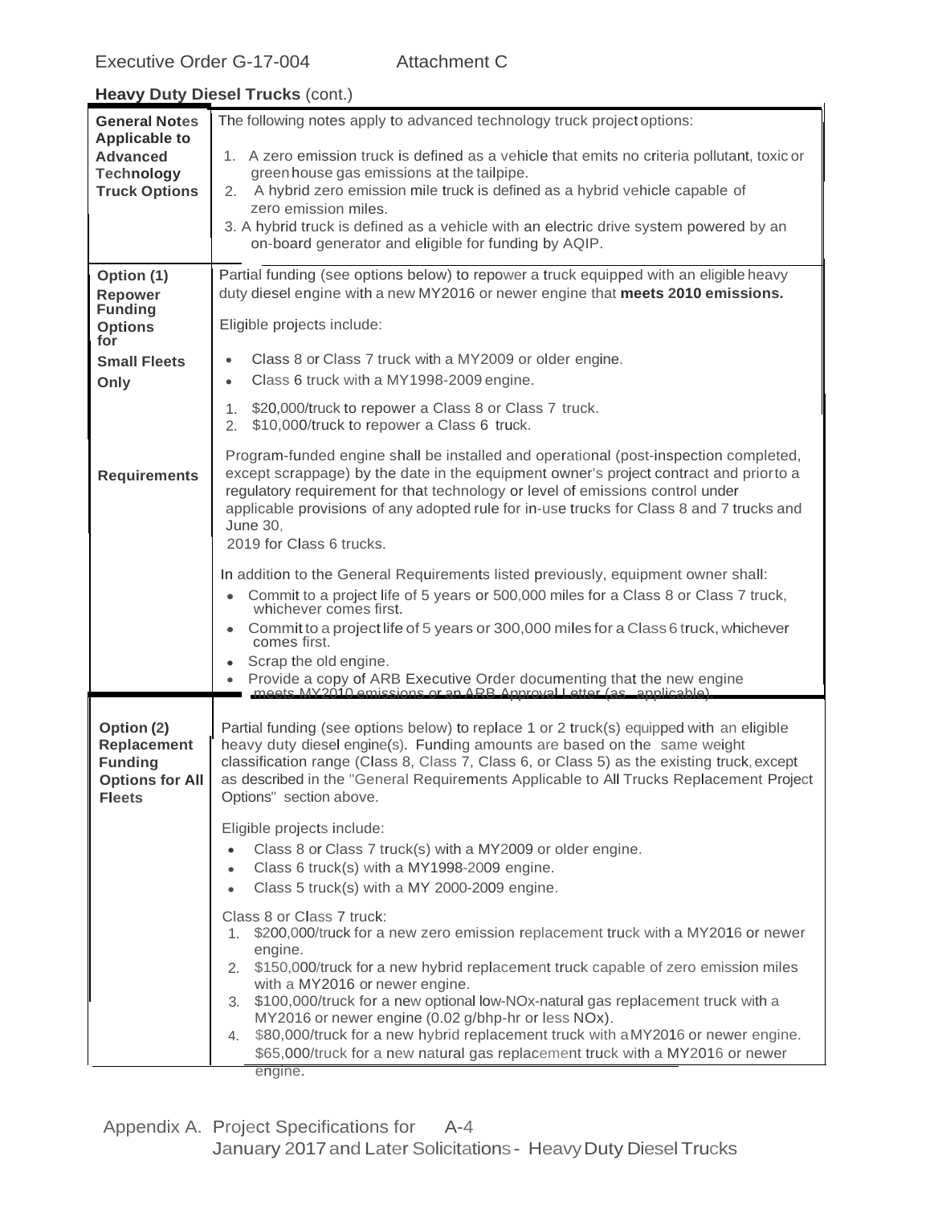Executive Order G-17-004 Attachment C

**Heavy Duty Diesel Trucks** (cont.)

| | |
|---|---|
| **General Notes Applicable to Advanced Technology Truck Options** | The following notes apply to advanced technology truck project options:<br><br>1. A zero emission truck is defined as a vehicle that emits no criteria pollutant, toxic or green house gas emissions at the tailpipe.<br>2. A hybrid zero emission mile truck is defined as a hybrid vehicle capable of zero emission miles.<br>3. A hybrid truck is defined as a vehicle with an electric drive system powered by an on-board generator and eligible for funding by AQIP. |
| **Option (1) Repower Funding Options for Small Fleets Only** | Partial funding (see options below) to repower a truck equipped with an eligible heavy duty diesel engine with a new MY2016 or newer engine that **meets 2010 emissions.**<br><br>Eligible projects include:<br><br>• Class 8 or Class 7 truck with a MY2009 or older engine.<br>• Class 6 truck with a MY1998-2009 engine.<br><br>1. $20,000/truck to repower a Class 8 or Class 7 truck.<br>2. $10,000/truck to repower a Class 6 truck. |
| **Requirements** | Program-funded engine shall be installed and operational (post-inspection completed, except scrappage) by the date in the equipment owner's project contract and prior to a regulatory requirement for that technology or level of emissions control under applicable provisions of any adopted rule for in-use trucks for Class 8 and 7 trucks and June 30, 2019 for Class 6 trucks.<br><br>In addition to the General Requirements listed previously, equipment owner shall:<br>• Commit to a project life of 5 years or 500,000 miles for a Class 8 or Class 7 truck, whichever comes first.<br>• Commit to a project life of 5 years or 300,000 miles for a Class 6 truck, whichever comes first.<br>• Scrap the old engine.<br>• Provide a copy of ARB Executive Order documenting that the new engine meets MY2010 emissions or an ARB Approval Letter (as applicable). |
| **Option (2) Replacement Funding Options for All Fleets** | Partial funding (see options below) to replace 1 or 2 truck(s) equipped with an eligible heavy duty diesel engine(s). Funding amounts are based on the same weight classification range (Class 8, Class 7, Class 6, or Class 5) as the existing truck, except as described in the "General Requirements Applicable to All Trucks Replacement Project Options" section above.<br><br>Eligible projects include:<br>• Class 8 or Class 7 truck(s) with a MY2009 or older engine.<br>• Class 6 truck(s) with a MY1998-2009 engine.<br>• Class 5 truck(s) with a MY 2000-2009 engine.<br><br>Class 8 or Class 7 truck:<br>1. $200,000/truck for a new zero emission replacement truck with a MY2016 or newer engine.<br>2. $150,000/truck for a new hybrid replacement truck capable of zero emission miles with a MY2016 or newer engine.<br>3. $100,000/truck for a new optional low-NOx-natural gas replacement truck with a MY2016 or newer engine (0.02 g/bhp-hr or less NOx).<br>4. $80,000/truck for a new hybrid replacement truck with a MY2016 or newer engine.<br>$65,000/truck for a new natural gas replacement truck with a MY2016 or newer engine. |

Appendix A. Project Specifications for January 2017 and Later Solicitations - Heavy Duty Diesel Trucks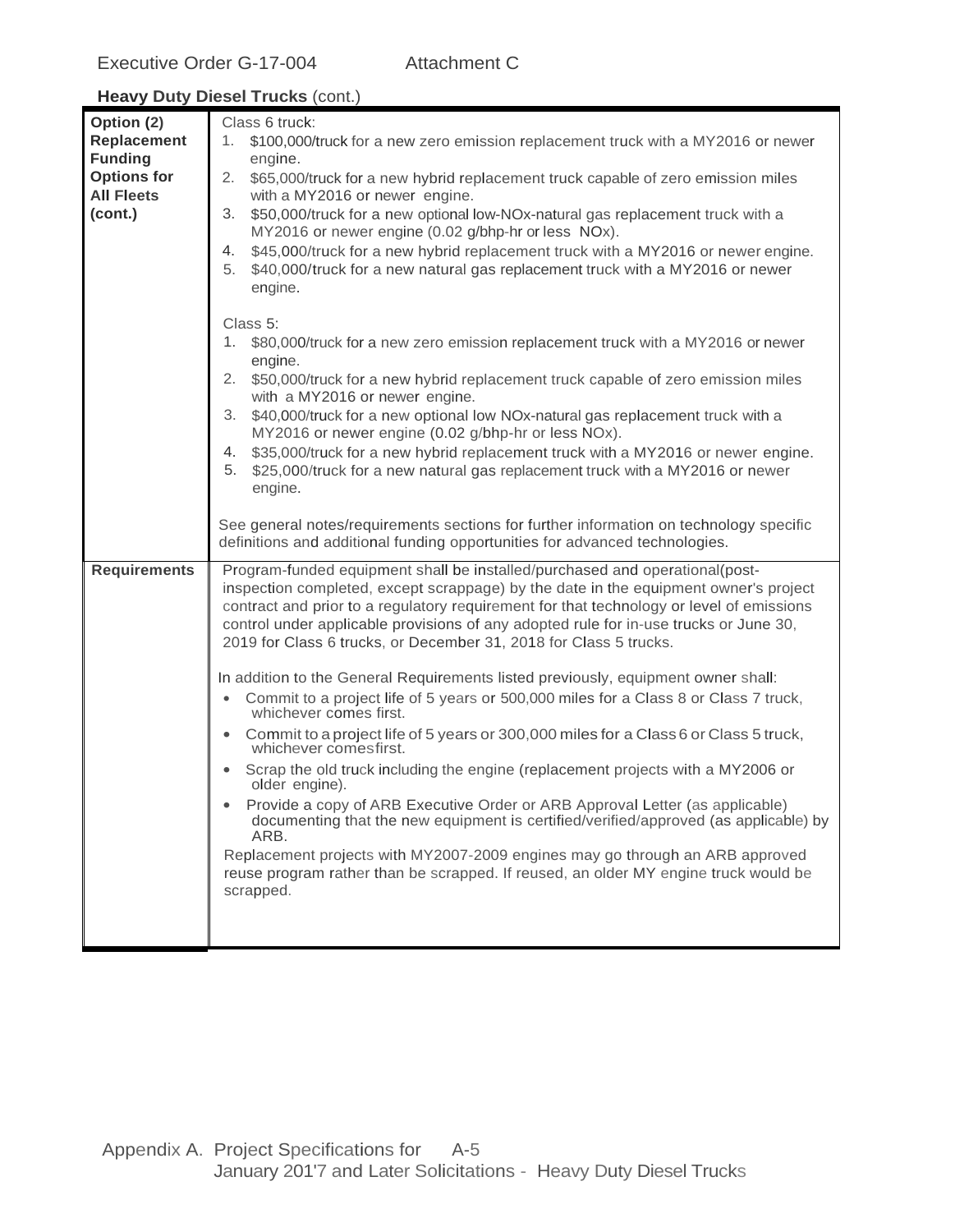Executive Order G-17-004 Attachment C

**Heavy Duty Diesel Trucks** (cont.)

| | |
|---|---|
| **Option (2) Replacement Funding Options for All Fleets (cont.)** | Class 6 truck:<br>1. $100,000/truck for a new zero emission replacement truck with a MY2016 or newer engine.<br>2. $65,000/truck for a new hybrid replacement truck capable of zero emission miles with a MY2016 or newer engine.<br>3. $50,000/truck for a new optional low-NOx-natural gas replacement truck with a MY2016 or newer engine (0.02 g/bhp-hr or less NOx).<br>4. $45,000/truck for a new hybrid replacement truck with a MY2016 or newer engine.<br>5. $40,000/truck for a new natural gas replacement truck with a MY2016 or newer engine.<br><br>Class 5:<br>1. $80,000/truck for a new zero emission replacement truck with a MY2016 or newer engine.<br>2. $50,000/truck for a new hybrid replacement truck capable of zero emission miles with a MY2016 or newer engine.<br>3. $40,000/truck for a new optional low NOx-natural gas replacement truck with a MY2016 or newer engine (0.02 g/bhp-hr or less NOx).<br>4. $35,000/truck for a new hybrid replacement truck with a MY2016 or newer engine.<br>5. $25,000/truck for a new natural gas replacement truck with a MY2016 or newer engine.<br><br>See general notes/requirements sections for further information on technology specific definitions and additional funding opportunities for advanced technologies. |
| **Requirements** | Program-funded equipment shall be installed/purchased and operational(post-inspection completed, except scrappage) by the date in the equipment owner's project contract and prior to a regulatory requirement for that technology or level of emissions control under applicable provisions of any adopted rule for in-use trucks or June 30, 2019 for Class 6 trucks, or December 31, 2018 for Class 5 trucks.<br><br>In addition to the General Requirements listed previously, equipment owner shall:<br>• Commit to a project life of 5 years or 500,000 miles for a Class 8 or Class 7 truck, whichever comes first.<br>• Commit to a project life of 5 years or 300,000 miles for a Class 6 or Class 5 truck, whichever comes first.<br>• Scrap the old truck including the engine (replacement projects with a MY2006 or older engine).<br>• Provide a copy of ARB Executive Order or ARB Approval Letter (as applicable) documenting that the new equipment is certified/verified/approved (as applicable) by ARB.<br>Replacement projects with MY2007-2009 engines may go through an ARB approved reuse program rather than be scrapped. If reused, an older MY engine truck would be scrapped. |

Appendix A. Project Specifications for January 2017 and Later Solicitations - Heavy Duty Diesel Trucks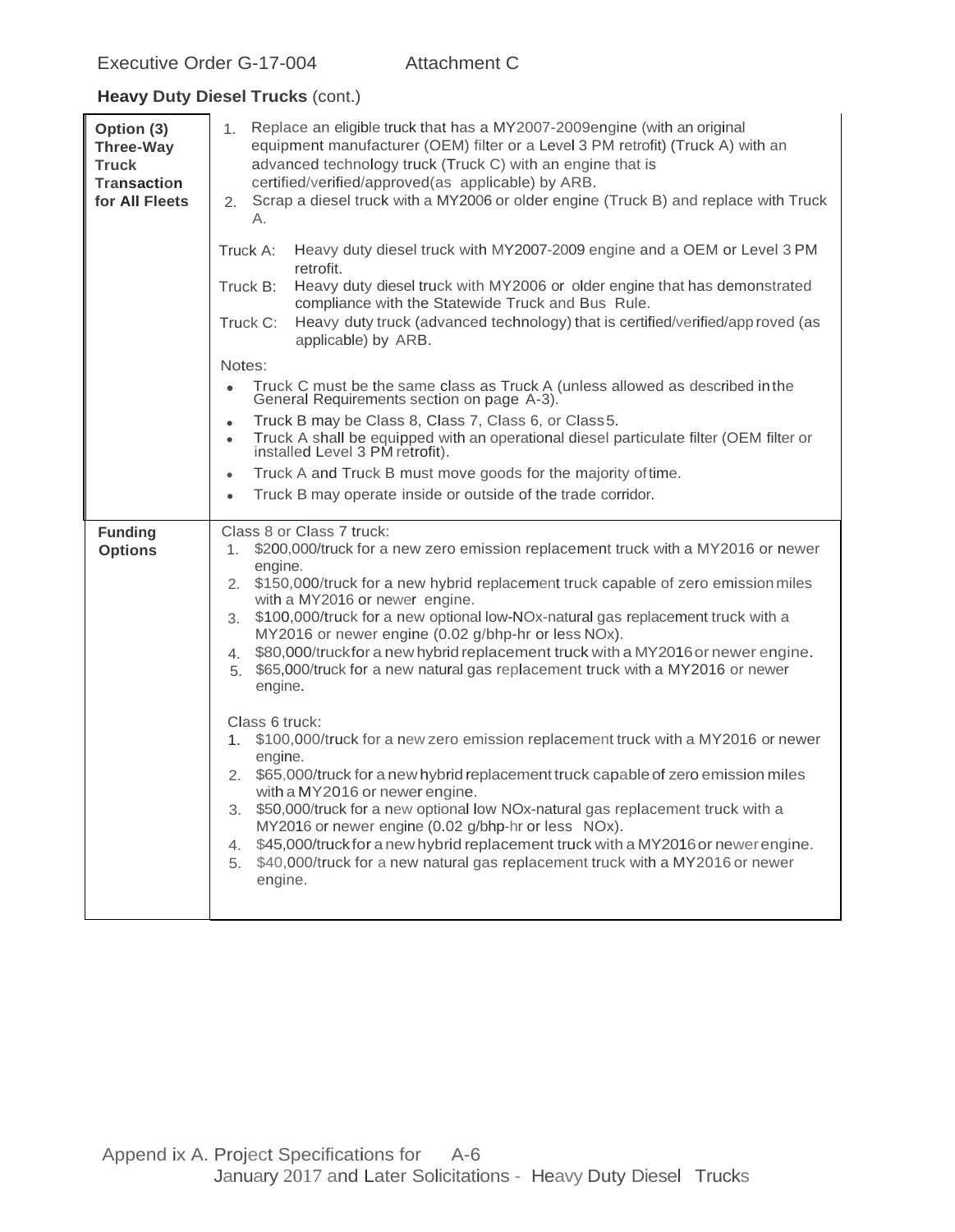Executive Order G-17-004 Attachment C

**Heavy Duty Diesel Trucks** (cont.)

| | |
|---|---|
| **Option (3) Three-Way Truck Transaction for All Fleets** | 1. Replace an eligible truck that has a MY2007-2009engine (with an original equipment manufacturer (OEM) filter or a Level 3 PM retrofit) (Truck A) with an advanced technology truck (Truck C) with an engine that is certified/verified/approved(as applicable) by ARB.<br>2. Scrap a diesel truck with a MY2006 or older engine (Truck B) and replace with Truck A.<br><br>Truck A: Heavy duty diesel truck with MY2007-2009 engine and a OEM or Level 3 PM retrofit.<br>Truck B: Heavy duty diesel truck with MY2006 or older engine that has demonstrated compliance with the Statewide Truck and Bus Rule.<br>Truck C: Heavy duty truck (advanced technology) that is certified/verified/approved (as applicable) by ARB.<br><br>Notes:<br>• Truck C must be the same class as Truck A (unless allowed as described in the General Requirements section on page A-3).<br>• Truck B may be Class 8, Class 7, Class 6, or Class 5.<br>• Truck A shall be equipped with an operational diesel particulate filter (OEM filter or installed Level 3 PM retrofit).<br>• Truck A and Truck B must move goods for the majority of time.<br>• Truck B may operate inside or outside of the trade corridor. |
| **Funding Options** | Class 8 or Class 7 truck:<br>1. $200,000/truck for a new zero emission replacement truck with a MY2016 or newer engine.<br>2. $150,000/truck for a new hybrid replacement truck capable of zero emission miles with a MY2016 or newer engine.<br>3. $100,000/truck for a new optional low-NOx-natural gas replacement truck with a MY2016 or newer engine (0.02 g/bhp-hr or less NOx).<br>4. $80,000/truck for a new hybrid replacement truck with a MY2016 or newer engine.<br>5. $65,000/truck for a new natural gas replacement truck with a MY2016 or newer engine.<br><br>Class 6 truck:<br>1. $100,000/truck for a new zero emission replacement truck with a MY2016 or newer engine.<br>2. $65,000/truck for a new hybrid replacement truck capable of zero emission miles with a MY2016 or newer engine.<br>3. $50,000/truck for a new optional low NOx-natural gas replacement truck with a MY2016 or newer engine (0.02 g/bhp-hr or less NOx).<br>4. $45,000/truck for a new hybrid replacement truck with a MY2016 or newer engine.<br>5. $40,000/truck for a new natural gas replacement truck with a MY2016 or newer engine. |

Appendix A. Project Specifications for January 2017 and Later Solicitations - Heavy Duty Diesel Trucks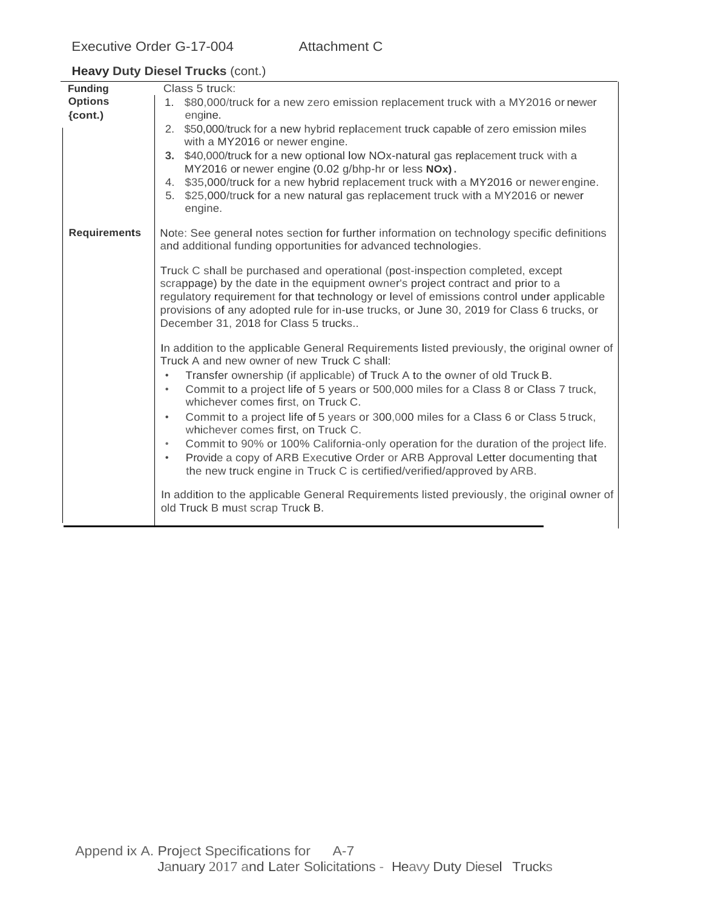Executive Order G-17-004 Attachment C

**Heavy Duty Diesel Trucks** (cont.)

| | |
|---|---|
| **Funding Options (cont.)** | Class 5 truck:<br>1. \$80,000/truck for a new zero emission replacement truck with a MY2016 or newer engine.<br>2. \$50,000/truck for a new hybrid replacement truck capable of zero emission miles with a MY2016 or newer engine.<br>3. \$40,000/truck for a new optional low NOx-natural gas replacement truck with a MY2016 or newer engine (0.02 g/bhp-hr or less **NOx**).<br>4. \$35,000/truck for a new hybrid replacement truck with a MY2016 or newer engine.<br>5. \$25,000/truck for a new natural gas replacement truck with a MY2016 or newer engine. |
| **Requirements** | Note: See general notes section for further information on technology specific definitions and additional funding opportunities for advanced technologies.<br><br>Truck C shall be purchased and operational (post-inspection completed, except scrappage) by the date in the equipment owner's project contract and prior to a regulatory requirement for that technology or level of emissions control under applicable provisions of any adopted rule for in-use trucks, or June 30, 2019 for Class 6 trucks, or December 31, 2018 for Class 5 trucks..<br><br>In addition to the applicable General Requirements listed previously, the original owner of Truck A and new owner of new Truck C shall:<br>• Transfer ownership (if applicable) of Truck A to the owner of old Truck B.<br>• Commit to a project life of 5 years or 500,000 miles for a Class 8 or Class 7 truck, whichever comes first, on Truck C.<br>• Commit to a project life of 5 years or 300,000 miles for a Class 6 or Class 5 truck, whichever comes first, on Truck C.<br>• Commit to 90% or 100% California-only operation for the duration of the project life.<br>• Provide a copy of ARB Executive Order or ARB Approval Letter documenting that the new truck engine in Truck C is certified/verified/approved by ARB.<br><br>In addition to the applicable General Requirements listed previously, the original owner of old Truck B must scrap Truck B. |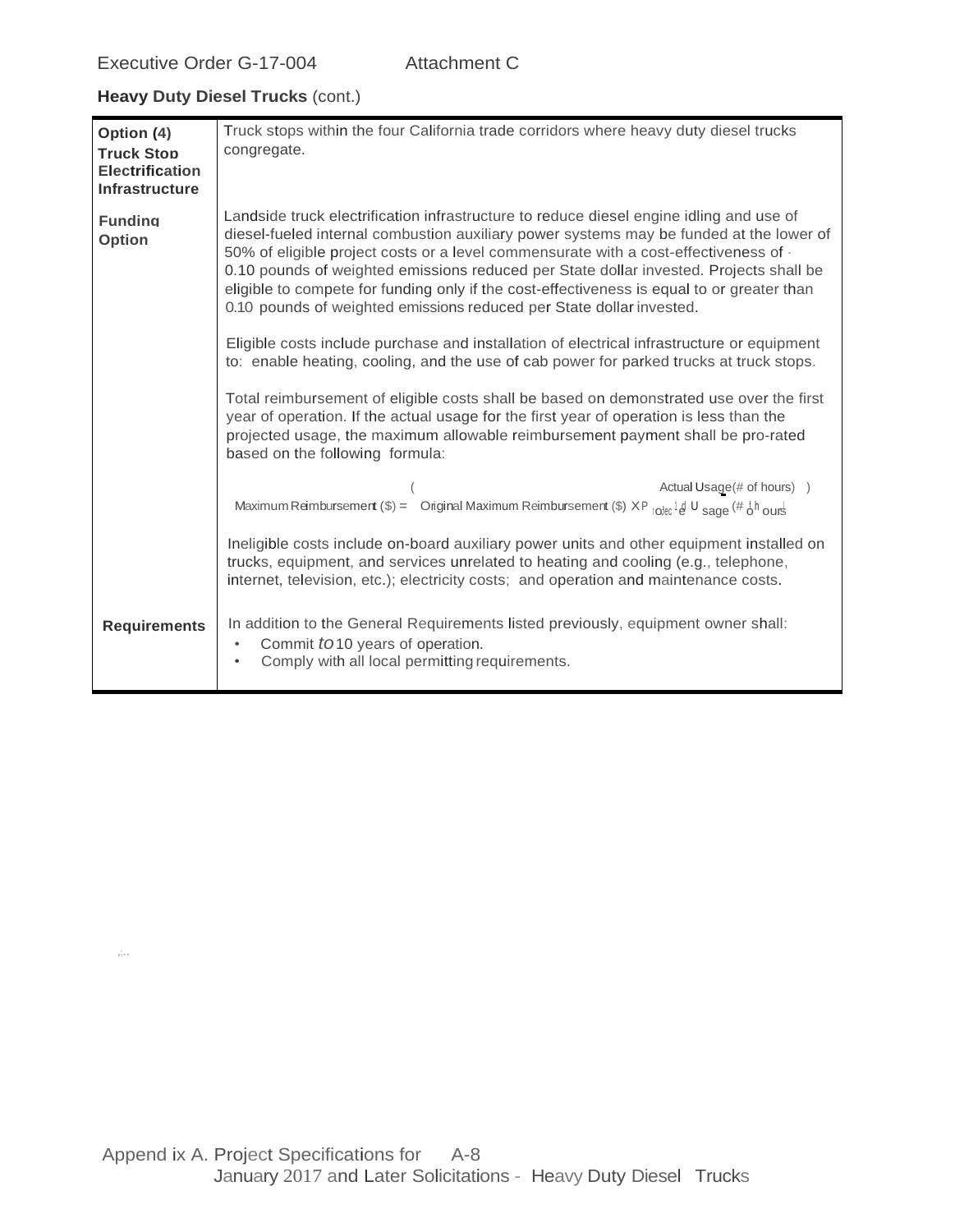Executive Order G-17-004 Attachment C

**Heavy Duty Diesel Trucks** (cont.)

| | |
|---|---|
| **Option (4) Truck Stop Electrification Infrastructure** | Truck stops within the four California trade corridors where heavy duty diesel trucks congregate. |
| **Funding Option** | Landside truck electrification infrastructure to reduce diesel engine idling and use of diesel-fueled internal combustion auxiliary power systems may be funded at the lower of 50% of eligible project costs or a level commensurate with a cost-effectiveness of 0.10 pounds of weighted emissions reduced per State dollar invested. Projects shall be eligible to compete for funding only if the cost-effectiveness is equal to or greater than 0.10 pounds of weighted emissions reduced per State dollar invested.<br><br>Eligible costs include purchase and installation of electrical infrastructure or equipment to: enable heating, cooling, and the use of cab power for parked trucks at truck stops.<br><br>Total reimbursement of eligible costs shall be based on demonstrated use over the first year of operation. If the actual usage for the first year of operation is less than the projected usage, the maximum allowable reimbursement payment shall be pro-rated based on the following formula:<br><br>$\text{Maximum Reimbursement (\$)} = \text{Original Maximum Reimbursement (\$)} \times \left( \frac{\text{Actual Usage (\# of hours)}}{\text{Projected Usage (\# of hours)}} \right)$<br><br>Ineligible costs include on-board auxiliary power units and other equipment installed on trucks, equipment, and services unrelated to heating and cooling (e.g., telephone, internet, television, etc.); electricity costs; and operation and maintenance costs. |
| **Requirements** | In addition to the General Requirements listed previously, equipment owner shall:<br>• Commit to 10 years of operation.<br>• Comply with all local permitting requirements. |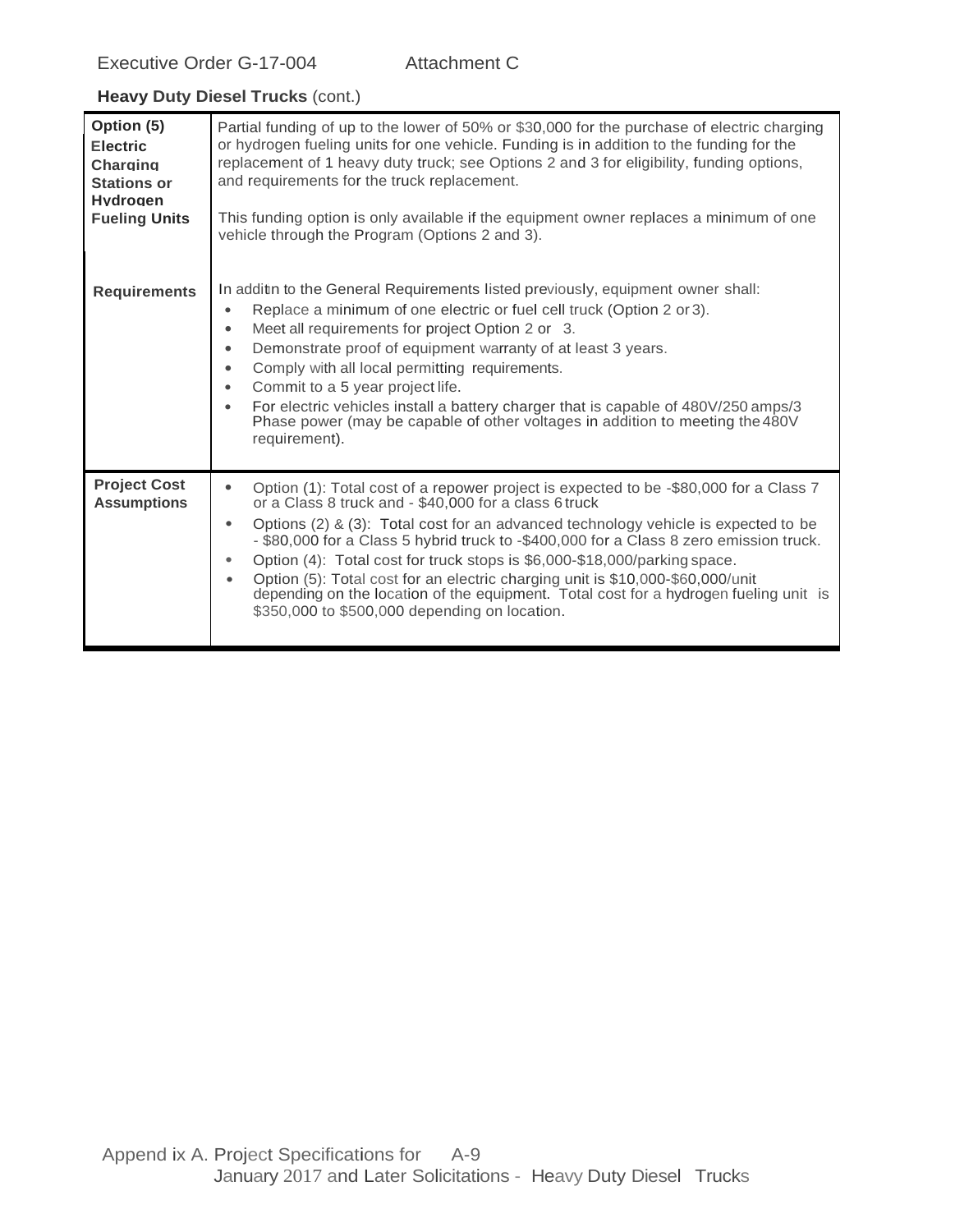**Heavy Duty Diesel Trucks** (cont.)

| | |
|---|---|
| **Option (5) Electric Charging Stations or Hydrogen Fueling Units** | Partial funding of up to the lower of 50% or $30,000 for the purchase of electric charging or hydrogen fueling units for one vehicle. Funding is in addition to the funding for the replacement of 1 heavy duty truck; see Options 2 and 3 for eligibility, funding options, and requirements for the truck replacement.<br><br>This funding option is only available if the equipment owner replaces a minimum of one vehicle through the Program (Options 2 and 3). |
| **Requirements** | In additın to the General Requirements listed previously, equipment owner shall:<br>• Replace a minimum of one electric or fuel cell truck (Option 2 or 3).<br>• Meet all requirements for project Option 2 or 3.<br>• Demonstrate proof of equipment warranty of at least 3 years.<br>• Comply with all local permitting requirements.<br>• Commit to a 5 year project life.<br>• For electric vehicles install a battery charger that is capable of 480V/250 amps/3 Phase power (may be capable of other voltages in addition to meeting the 480V requirement). |
| **Project Cost Assumptions** | • Option (1): Total cost of a repower project is expected to be -$80,000 for a Class 7 or a Class 8 truck and - $40,000 for a class 6 truck<br>• Options (2) & (3): Total cost for an advanced technology vehicle is expected to be - $80,000 for a Class 5 hybrid truck to -$400,000 for a Class 8 zero emission truck.<br>• Option (4): Total cost for truck stops is $6,000-$18,000/parking space.<br>• Option (5): Total cost for an electric charging unit is $10,000-$60,000/unit depending on the location of the equipment. Total cost for a hydrogen fueling unit is $350,000 to $500,000 depending on location. |